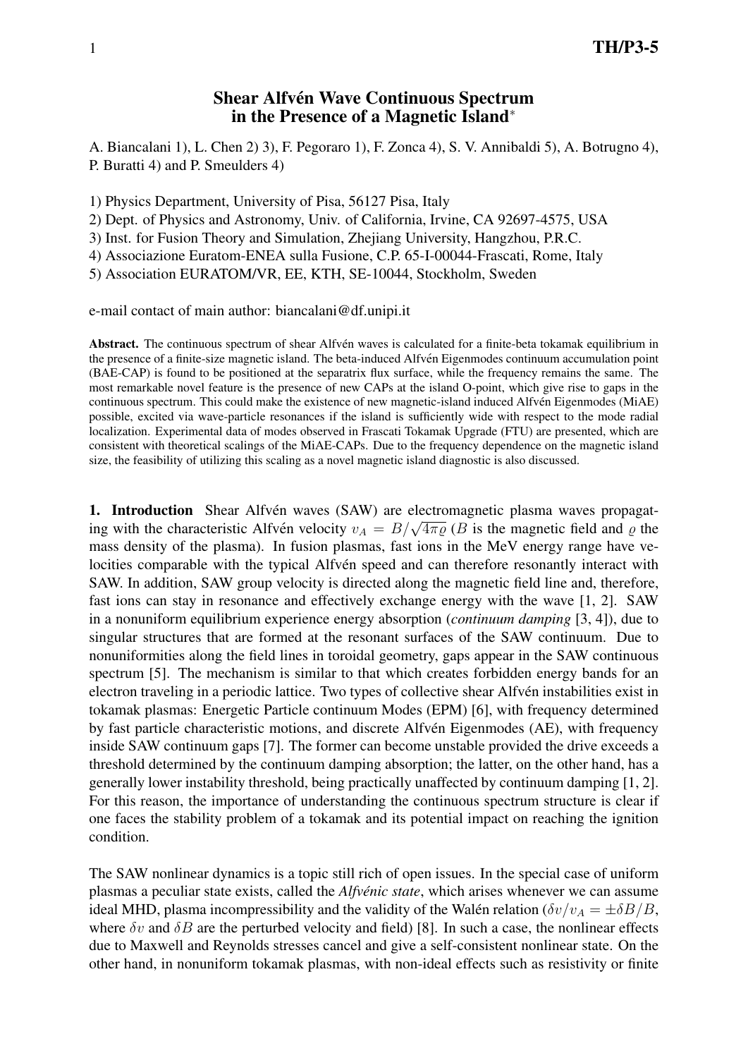# Shear Alfvén Wave Continuous Spectrum in the Presence of a Magnetic Island*

A. Biancalani 1), L. Chen 2) 3), F. Pegoraro 1), F. Zonca 4), S. V. Annibaldi 5), A. Botrugno 4), P. Buratti 4) and P. Smeulders 4)

1) Physics Department, University of Pisa, 56127 Pisa, Italy
2) Dept. of Physics and Astronomy, Univ. of California, Irvine, CA 92697-4575, USA
3) Inst. for Fusion Theory and Simulation, Zhejiang University, Hangzhou, P.R.C.
4) Associazione Euratom-ENEA sulla Fusione, C.P. 65-I-00044-Frascati, Rome, Italy
5) Association EURATOM/VR, EE, KTH, SE-10044, Stockholm, Sweden

e-mail contact of main author: biancalani@df.unipi.it

**Abstract.** The continuous spectrum of shear Alfvén waves is calculated for a finite-beta tokamak equilibrium in the presence of a finite-size magnetic island. The beta-induced Alfvén Eigenmodes continuum accumulation point (BAE-CAP) is found to be positioned at the separatrix flux surface, while the frequency remains the same. The most remarkable novel feature is the presence of new CAPs at the island O-point, which give rise to gaps in the continuous spectrum. This could make the existence of new magnetic-island induced Alfvén Eigenmodes (MiAE) possible, excited via wave-particle resonances if the island is sufficiently wide with respect to the mode radial localization. Experimental data of modes observed in Frascati Tokamak Upgrade (FTU) are presented, which are consistent with theoretical scalings of the MiAE-CAPs. Due to the frequency dependence on the magnetic island size, the feasibility of utilizing this scaling as a novel magnetic island diagnostic is also discussed.

**1. Introduction** Shear Alfvén waves (SAW) are electromagnetic plasma waves propagating with the characteristic Alfvén velocity $v_A = B/\sqrt{4\pi\varrho}$ ($B$ is the magnetic field and $\varrho$ the mass density of the plasma). In fusion plasmas, fast ions in the MeV energy range have velocities comparable with the typical Alfvén speed and can therefore resonantly interact with SAW. In addition, SAW group velocity is directed along the magnetic field line and, therefore, fast ions can stay in resonance and effectively exchange energy with the wave [1, 2]. SAW in a nonuniform equilibrium experience energy absorption (*continuum damping* [3, 4]), due to singular structures that are formed at the resonant surfaces of the SAW continuum. Due to nonuniformities along the field lines in toroidal geometry, gaps appear in the SAW continuous spectrum [5]. The mechanism is similar to that which creates forbidden energy bands for an electron traveling in a periodic lattice. Two types of collective shear Alfvén instabilities exist in tokamak plasmas: Energetic Particle continuum Modes (EPM) [6], with frequency determined by fast particle characteristic motions, and discrete Alfvén Eigenmodes (AE), with frequency inside SAW continuum gaps [7]. The former can become unstable provided the drive exceeds a threshold determined by the continuum damping absorption; the latter, on the other hand, has a generally lower instability threshold, being practically unaffected by continuum damping [1, 2]. For this reason, the importance of understanding the continuous spectrum structure is clear if one faces the stability problem of a tokamak and its potential impact on reaching the ignition condition.

The SAW nonlinear dynamics is a topic still rich of open issues. In the special case of uniform plasmas a peculiar state exists, called the *Alfvénic state*, which arises whenever we can assume ideal MHD, plasma incompressibility and the validity of the Walén relation ($\delta v/v_A = \pm\delta B/B$, where $\delta v$ and $\delta B$ are the perturbed velocity and field) [8]. In such a case, the nonlinear effects due to Maxwell and Reynolds stresses cancel and give a self-consistent nonlinear state. On the other hand, in nonuniform tokamak plasmas, with non-ideal effects such as resistivity or finite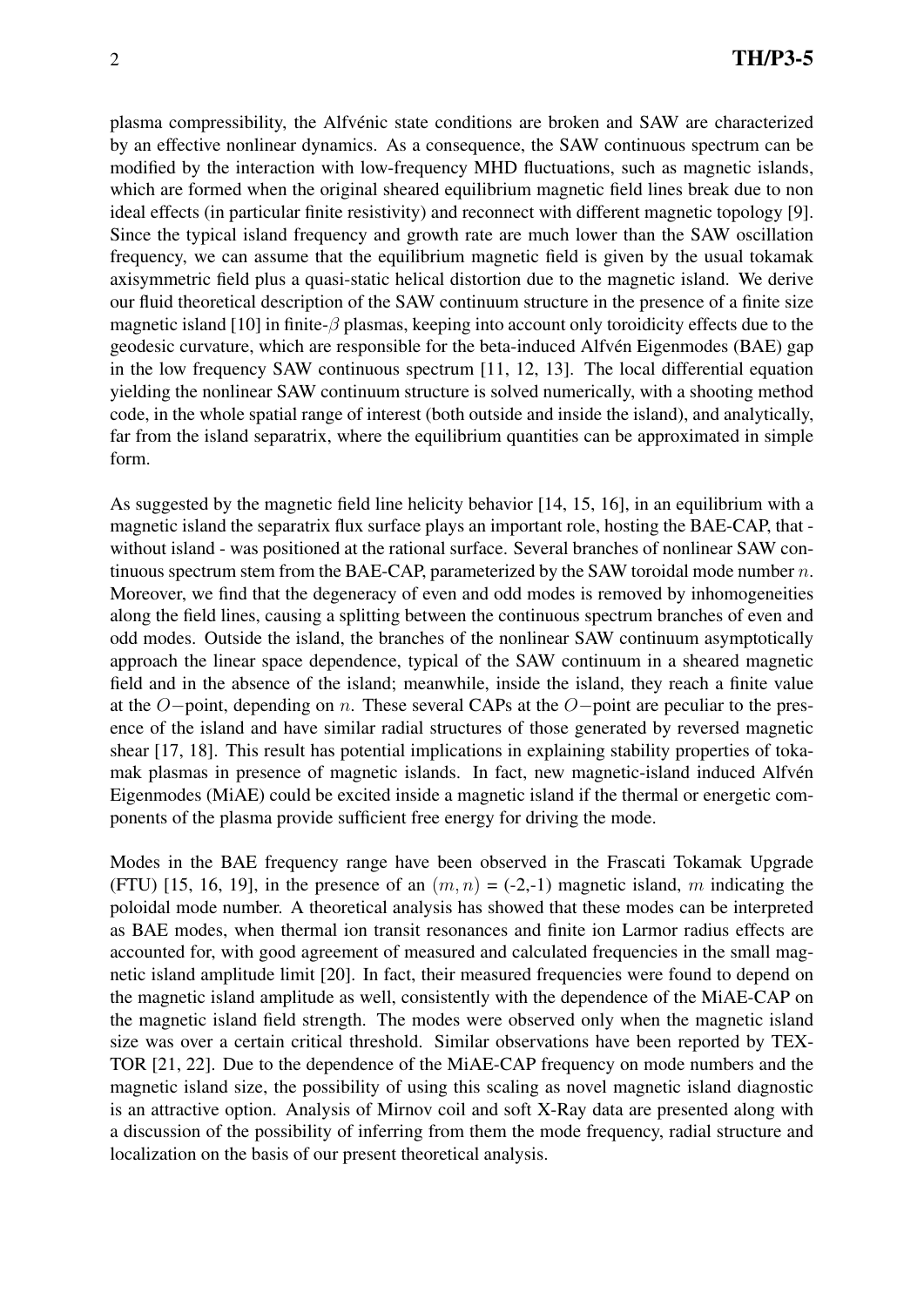plasma compressibility, the Alfvénic state conditions are broken and SAW are characterized by an effective nonlinear dynamics. As a consequence, the SAW continuous spectrum can be modified by the interaction with low-frequency MHD fluctuations, such as magnetic islands, which are formed when the original sheared equilibrium magnetic field lines break due to non ideal effects (in particular finite resistivity) and reconnect with different magnetic topology [9]. Since the typical island frequency and growth rate are much lower than the SAW oscillation frequency, we can assume that the equilibrium magnetic field is given by the usual tokamak axisymmetric field plus a quasi-static helical distortion due to the magnetic island. We derive our fluid theoretical description of the SAW continuum structure in the presence of a finite size magnetic island [10] in finite-$\beta$ plasmas, keeping into account only toroidicity effects due to the geodesic curvature, which are responsible for the beta-induced Alfvén Eigenmodes (BAE) gap in the low frequency SAW continuous spectrum [11, 12, 13]. The local differential equation yielding the nonlinear SAW continuum structure is solved numerically, with a shooting method code, in the whole spatial range of interest (both outside and inside the island), and analytically, far from the island separatrix, where the equilibrium quantities can be approximated in simple form.

As suggested by the magnetic field line helicity behavior [14, 15, 16], in an equilibrium with a magnetic island the separatrix flux surface plays an important role, hosting the BAE-CAP, that - without island - was positioned at the rational surface. Several branches of nonlinear SAW continuous spectrum stem from the BAE-CAP, parameterized by the SAW toroidal mode number $n$. Moreover, we find that the degeneracy of even and odd modes is removed by inhomogeneities along the field lines, causing a splitting between the continuous spectrum branches of even and odd modes. Outside the island, the branches of the nonlinear SAW continuum asymptotically approach the linear space dependence, typical of the SAW continuum in a sheared magnetic field and in the absence of the island; meanwhile, inside the island, they reach a finite value at the $O-$point, depending on $n$. These several CAPs at the $O-$point are peculiar to the presence of the island and have similar radial structures of those generated by reversed magnetic shear [17, 18]. This result has potential implications in explaining stability properties of tokamak plasmas in presence of magnetic islands. In fact, new magnetic-island induced Alfvén Eigenmodes (MiAE) could be excited inside a magnetic island if the thermal or energetic components of the plasma provide sufficient free energy for driving the mode.

Modes in the BAE frequency range have been observed in the Frascati Tokamak Upgrade (FTU) [15, 16, 19], in the presence of an $(m, n)$ = (-2,-1) magnetic island, $m$ indicating the poloidal mode number. A theoretical analysis has showed that these modes can be interpreted as BAE modes, when thermal ion transit resonances and finite ion Larmor radius effects are accounted for, with good agreement of measured and calculated frequencies in the small magnetic island amplitude limit [20]. In fact, their measured frequencies were found to depend on the magnetic island amplitude as well, consistently with the dependence of the MiAE-CAP on the magnetic island field strength. The modes were observed only when the magnetic island size was over a certain critical threshold. Similar observations have been reported by TEXTOR [21, 22]. Due to the dependence of the MiAE-CAP frequency on mode numbers and the magnetic island size, the possibility of using this scaling as novel magnetic island diagnostic is an attractive option. Analysis of Mirnov coil and soft X-Ray data are presented along with a discussion of the possibility of inferring from them the mode frequency, radial structure and localization on the basis of our present theoretical analysis.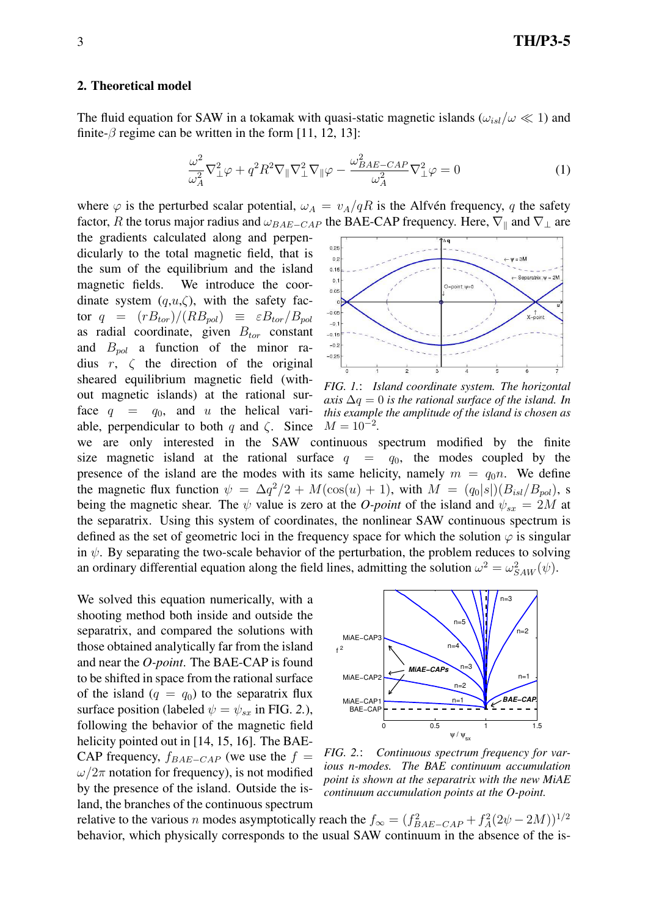## 2. Theoretical model

The fluid equation for SAW in a tokamak with quasi-static magnetic islands ($\omega_{isl}/\omega \ll 1$) and finite-$\beta$ regime can be written in the form [11, 12, 13]:

$$\frac{\omega^2}{\omega_A^2}\nabla_\perp^2\varphi + q^2R^2\nabla_\parallel\nabla_\perp^2\nabla_\parallel\varphi - \frac{\omega_{BAE-CAP}^2}{\omega_A^2}\nabla_\perp^2\varphi = 0 \quad (1)$$

where $\varphi$ is the perturbed scalar potential, $\omega_A = v_A/qR$ is the Alfvén frequency, $q$ the safety factor, $R$ the torus major radius and $\omega_{BAE-CAP}$ the BAE-CAP frequency. Here, $\nabla_\parallel$ and $\nabla_\perp$ are the gradients calculated along and perpendicularly to the total magnetic field, that is the sum of the equilibrium and the island magnetic fields. We introduce the coordinate system ($q$,$u$,$\zeta$), with the safety factor $q = (rB_{tor})/(RB_{pol}) \equiv \varepsilon B_{tor}/B_{pol}$ as radial coordinate, given $B_{tor}$ constant and $B_{pol}$ a function of the minor radius $r$, $\zeta$ the direction of the original sheared equilibrium magnetic field (without magnetic islands) at the rational surface $q = q_0$, and $u$ the helical variable, perpendicular to both $q$ and $\zeta$. Since we are only interested in the SAW continuous spectrum modified by the finite size magnetic island at the rational surface $q = q_0$, the modes coupled by the presence of the island are the modes with its same helicity, namely $m = q_0 n$. We define the magnetic flux function $\psi = \Delta q^2/2 + M(\cos(u) + 1)$, with $M = (q_0|s|)(B_{isl}/B_{pol})$, s being the magnetic shear. The $\psi$ value is zero at the ***O*-point** of the island and $\psi_{sx} = 2M$ at the separatrix. Using this system of coordinates, the nonlinear SAW continuous spectrum is defined as the set of geometric loci in the frequency space for which the solution $\varphi$ is singular in $\psi$. By separating the two-scale behavior of the perturbation, the problem reduces to solving an ordinary differential equation along the field lines, admitting the solution $\omega^2 = \omega_{SAW}^2(\psi)$.

*FIG. 1.: Island coordinate system. The horizontal axis $\Delta q = 0$ is the rational surface of the island. In this example the amplitude of the island is chosen as $M = 10^{-2}$.*

We solved this equation numerically, with a shooting method both inside and outside the separatrix, and compared the solutions with those obtained analytically far from the island and near the ***O*-point**. The BAE-CAP is found to be shifted in space from the rational surface of the island ($q = q_0$) to the separatrix flux surface position (labeled $\psi = \psi_{sx}$ in FIG. 2.), following the behavior of the magnetic field helicity pointed out in [14, 15, 16]. The BAE-CAP frequency, $f_{BAE-CAP}$ (we use the $f = \omega/2\pi$ notation for frequency), is not modified by the presence of the island. Outside the island, the branches of the continuous spectrum relative to the various $n$ modes asymptotically reach the $f_\infty = (f_{BAE-CAP}^2 + f_A^2(2\psi - 2M))^{1/2}$ behavior, which physically corresponds to the usual SAW continuum in the absence of the is-

*FIG. 2.: Continuous spectrum frequency for various n-modes. The BAE continuum accumulation point is shown at the separatrix with the new MiAE continuum accumulation points at the O-point.*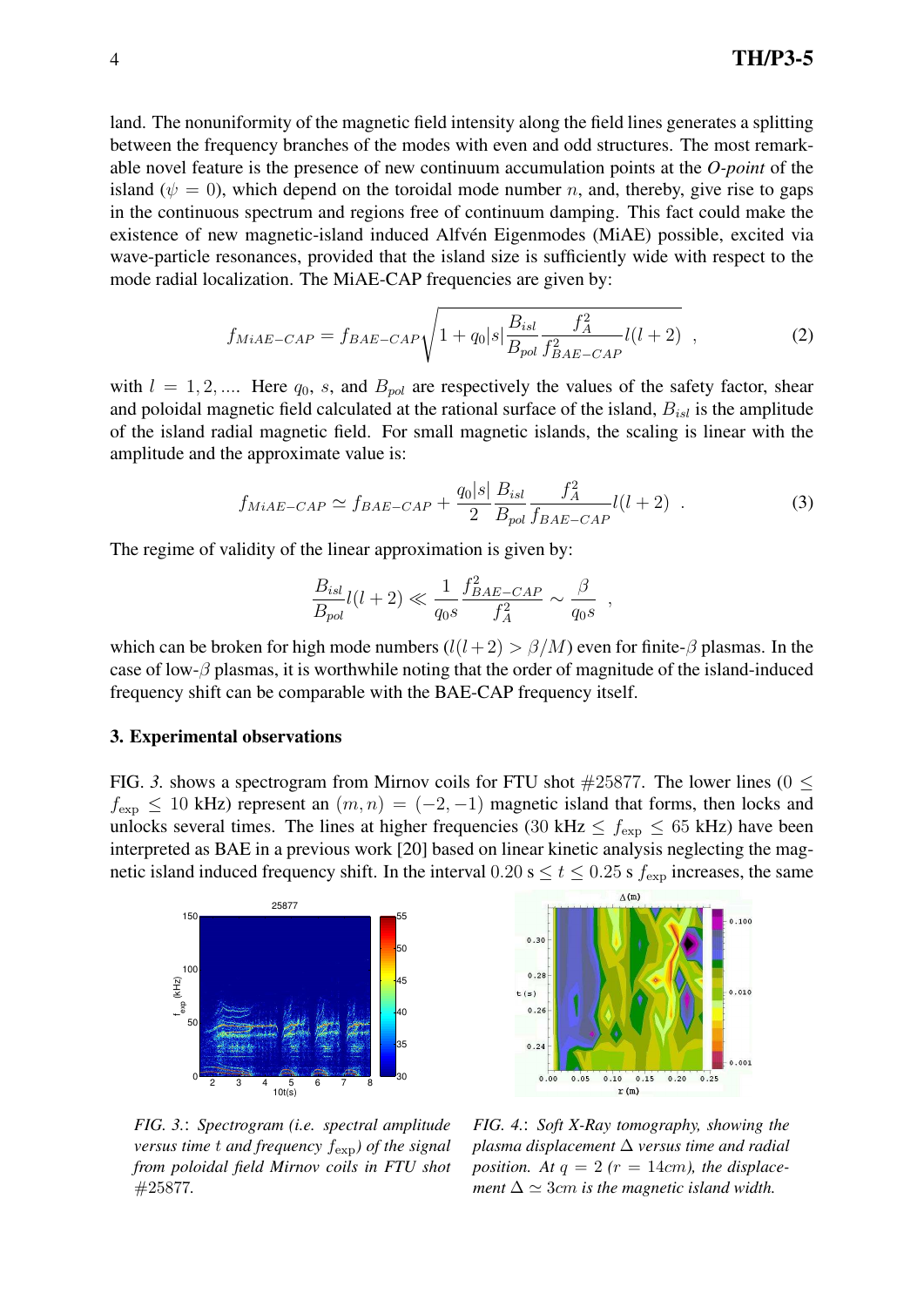land. The nonuniformity of the magnetic field intensity along the field lines generates a splitting between the frequency branches of the modes with even and odd structures. The most remarkable novel feature is the presence of new continuum accumulation points at the *O-point* of the island ($\psi = 0$), which depend on the toroidal mode number $n$, and, thereby, give rise to gaps in the continuous spectrum and regions free of continuum damping. This fact could make the existence of new magnetic-island induced Alfvén Eigenmodes (MiAE) possible, excited via wave-particle resonances, provided that the island size is sufficiently wide with respect to the mode radial localization. The MiAE-CAP frequencies are given by:

$$f_{MiAE-CAP} = f_{BAE-CAP} \sqrt{1 + q_0 |s| \frac{B_{isl}}{B_{pol}} \frac{f_A^2}{f_{BAE-CAP}^2} l(l+2)} \ , \tag{2}$$

with $l = 1, 2, \ldots$. Here $q_0$, $s$, and $B_{pol}$ are respectively the values of the safety factor, shear and poloidal magnetic field calculated at the rational surface of the island, $B_{isl}$ is the amplitude of the island radial magnetic field. For small magnetic islands, the scaling is linear with the amplitude and the approximate value is:

$$f_{MiAE-CAP} \simeq f_{BAE-CAP} + \frac{q_0 |s|}{2} \frac{B_{isl}}{B_{pol}} \frac{f_A^2}{f_{BAE-CAP}} l(l+2) \ . \tag{3}$$

The regime of validity of the linear approximation is given by:

$$\frac{B_{isl}}{B_{pol}} l(l+2) \ll \frac{1}{q_0 s} \frac{f_{BAE-CAP}^2}{f_A^2} \sim \frac{\beta}{q_0 s} \ ,$$

which can be broken for high mode numbers ($l(l+2) > \beta/M$) even for finite-$\beta$ plasmas. In the case of low-$\beta$ plasmas, it is worthwhile noting that the order of magnitude of the island-induced frequency shift can be comparable with the BAE-CAP frequency itself.

### 3. Experimental observations

FIG. *3*. shows a spectrogram from Mirnov coils for FTU shot #25877. The lower lines ($0 \leq f_{\mathrm{exp}} \leq 10$ kHz) represent an $(m, n) = (-2, -1)$ magnetic island that forms, then locks and unlocks several times. The lines at higher frequencies ($30$ kHz $\leq f_{\mathrm{exp}} \leq 65$ kHz) have been interpreted as BAE in a previous work [20] based on linear kinetic analysis neglecting the magnetic island induced frequency shift. In the interval $0.20$ s $\leq t \leq 0.25$ s $f_{\mathrm{exp}}$ increases, the same

*FIG. 3.: Spectrogram (i.e. spectral amplitude versus time $t$ and frequency $f_{\mathrm{exp}}$) of the signal from poloidal field Mirnov coils in FTU shot #25877.*

*FIG. 4.: Soft X-Ray tomography, showing the plasma displacement $\Delta$ versus time and radial position. At $q = 2$ ($r = 14$cm), the displacement $\Delta \simeq 3$cm is the magnetic island width.*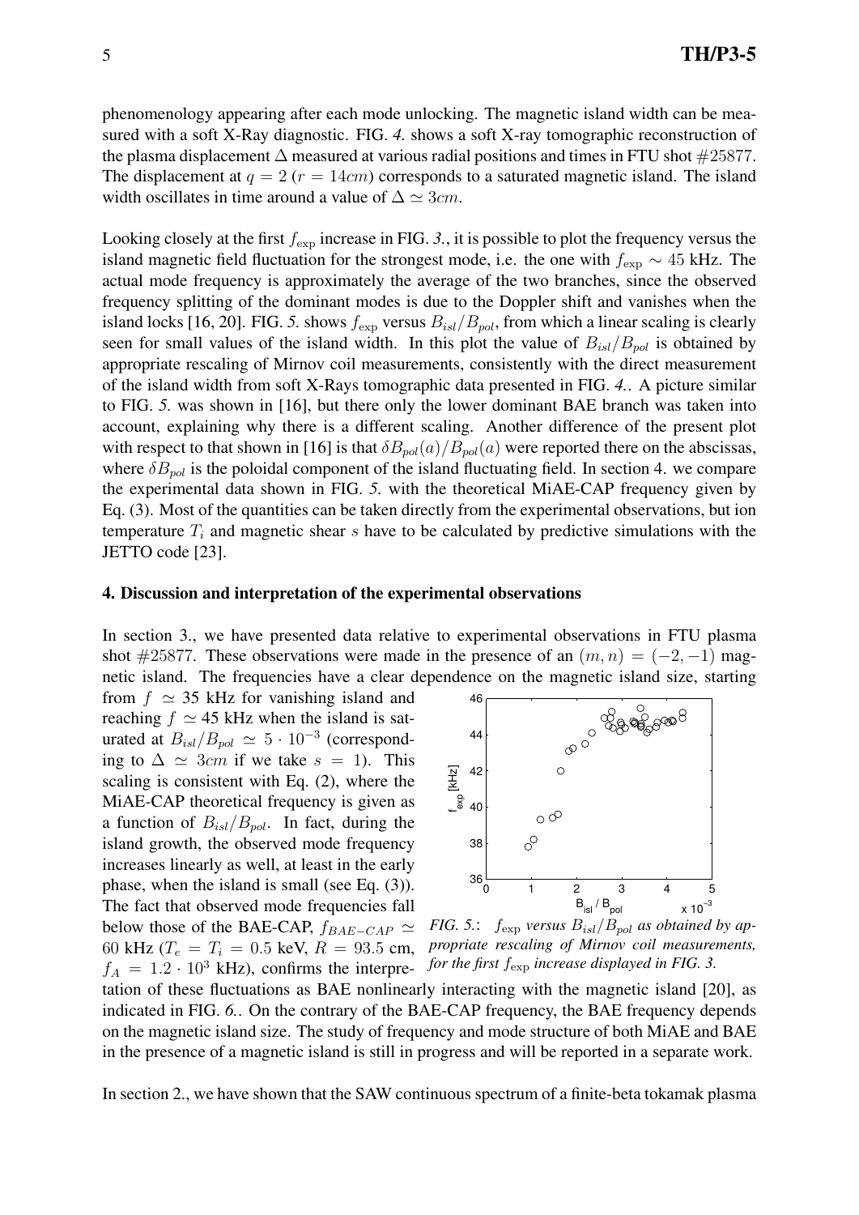phenomenology appearing after each mode unlocking. The magnetic island width can be measured with a soft X-Ray diagnostic. FIG. *4.* shows a soft X-ray tomographic reconstruction of the plasma displacement $\Delta$ measured at various radial positions and times in FTU shot #25877. The displacement at $q = 2$ ($r = 14cm$) corresponds to a saturated magnetic island. The island width oscillates in time around a value of $\Delta \simeq 3cm$.

Looking closely at the first $f_{\exp}$ increase in FIG. *3.*, it is possible to plot the frequency versus the island magnetic field fluctuation for the strongest mode, i.e. the one with $f_{\exp} \sim 45$ kHz. The actual mode frequency is approximately the average of the two branches, since the observed frequency splitting of the dominant modes is due to the Doppler shift and vanishes when the island locks [16, 20]. FIG. *5.* shows $f_{\exp}$ versus $B_{isl}/B_{pol}$, from which a linear scaling is clearly seen for small values of the island width. In this plot the value of $B_{isl}/B_{pol}$ is obtained by appropriate rescaling of Mirnov coil measurements, consistently with the direct measurement of the island width from soft X-Rays tomographic data presented in FIG. *4.*. A picture similar to FIG. *5.* was shown in [16], but there only the lower dominant BAE branch was taken into account, explaining why there is a different scaling. Another difference of the present plot with respect to that shown in [16] is that $\delta B_{pol}(a)/B_{pol}(a)$ were reported there on the abscissas, where $\delta B_{pol}$ is the poloidal component of the island fluctuating field. In section 4. we compare the experimental data shown in FIG. *5.* with the theoretical MiAE-CAP frequency given by Eq. (3). Most of the quantities can be taken directly from the experimental observations, but ion temperature $T_i$ and magnetic shear $s$ have to be calculated by predictive simulations with the JETTO code [23].

#### 4. Discussion and interpretation of the experimental observations

In section 3., we have presented data relative to experimental observations in FTU plasma shot #25877. These observations were made in the presence of an $(m, n) = (-2, -1)$ magnetic island. The frequencies have a clear dependence on the magnetic island size, starting from $f \simeq 35$ kHz for vanishing island and reaching $f \simeq 45$ kHz when the island is saturated at $B_{isl}/B_{pol} \simeq 5 \cdot 10^{-3}$ (corresponding to $\Delta \simeq 3cm$ if we take $s = 1$). This scaling is consistent with Eq. (2), where the MiAE-CAP theoretical frequency is given as a function of $B_{isl}/B_{pol}$. In fact, during the island growth, the observed mode frequency increases linearly as well, at least in the early phase, when the island is small (see Eq. (3)). The fact that observed mode frequencies fall below those of the BAE-CAP, $f_{BAE-CAP} \simeq 60$ kHz ($T_e = T_i = 0.5$ keV, $R = 93.5$ cm, $f_A = 1.2 \cdot 10^3$ kHz), confirms the interpretation of these fluctuations as BAE nonlinearly interacting with the magnetic island [20], as indicated in FIG. *6.*. On the contrary of the BAE-CAP frequency, the BAE frequency depends on the magnetic island size. The study of frequency and mode structure of both MiAE and BAE in the presence of a magnetic island is still in progress and will be reported in a separate work.

*FIG. 5.: $f_{\exp}$ versus $B_{isl}/B_{pol}$ as obtained by appropriate rescaling of Mirnov coil measurements, for the first $f_{\exp}$ increase displayed in FIG. 3.*

In section 2., we have shown that the SAW continuous spectrum of a finite-beta tokamak plasma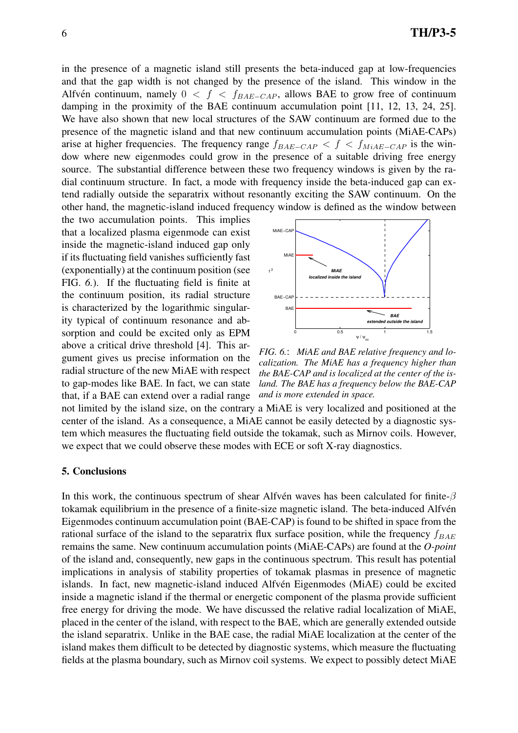in the presence of a magnetic island still presents the beta-induced gap at low-frequencies and that the gap width is not changed by the presence of the island. This window in the Alfvén continuum, namely $0 < f < f_{BAE-CAP}$, allows BAE to grow free of continuum damping in the proximity of the BAE continuum accumulation point [11, 12, 13, 24, 25]. We have also shown that new local structures of the SAW continuum are formed due to the presence of the magnetic island and that new continuum accumulation points (MiAE-CAPs) arise at higher frequencies. The frequency range $f_{BAE-CAP} < f < f_{MiAE-CAP}$ is the window where new eigenmodes could grow in the presence of a suitable driving free energy source. The substantial difference between these two frequency windows is given by the radial continuum structure. In fact, a mode with frequency inside the beta-induced gap can extend radially outside the separatrix without resonantly exciting the SAW continuum. On the other hand, the magnetic-island induced frequency window is defined as the window between the two accumulation points. This implies that a localized plasma eigenmode can exist inside the magnetic-island induced gap only if its fluctuating field vanishes sufficiently fast (exponentially) at the continuum position (see FIG. *6.*). If the fluctuating field is finite at the continuum position, its radial structure is characterized by the logarithmic singularity typical of continuum resonance and absorption and could be excited only as EPM above a critical drive threshold [4]. This argument gives us precise information on the radial structure of the new MiAE with respect to gap-modes like BAE. In fact, we can state that, if a BAE can extend over a radial range not limited by the island size, on the contrary a MiAE is very localized and positioned at the center of the island. As a consequence, a MiAE cannot be easily detected by a diagnostic system which measures the fluctuating field outside the tokamak, such as Mirnov coils. However, we expect that we could observe these modes with ECE or soft X-ray diagnostics.

*FIG. 6.*: *MiAE and BAE relative frequency and localization. The MiAE has a frequency higher than the BAE-CAP and is localized at the center of the island. The BAE has a frequency below the BAE-CAP and is more extended in space.*

## 5. Conclusions

In this work, the continuous spectrum of shear Alfvén waves has been calculated for finite-$\beta$ tokamak equilibrium in the presence of a finite-size magnetic island. The beta-induced Alfvén Eigenmodes continuum accumulation point (BAE-CAP) is found to be shifted in space from the rational surface of the island to the separatrix flux surface position, while the frequency $f_{BAE}$ remains the same. New continuum accumulation points (MiAE-CAPs) are found at the *O-point* of the island and, consequently, new gaps in the continuous spectrum. This result has potential implications in analysis of stability properties of tokamak plasmas in presence of magnetic islands. In fact, new magnetic-island induced Alfvén Eigenmodes (MiAE) could be excited inside a magnetic island if the thermal or energetic component of the plasma provide sufficient free energy for driving the mode. We have discussed the relative radial localization of MiAE, placed in the center of the island, with respect to the BAE, which are generally extended outside the island separatrix. Unlike in the BAE case, the radial MiAE localization at the center of the island makes them difficult to be detected by diagnostic systems, which measure the fluctuating fields at the plasma boundary, such as Mirnov coil systems. We expect to possibly detect MiAE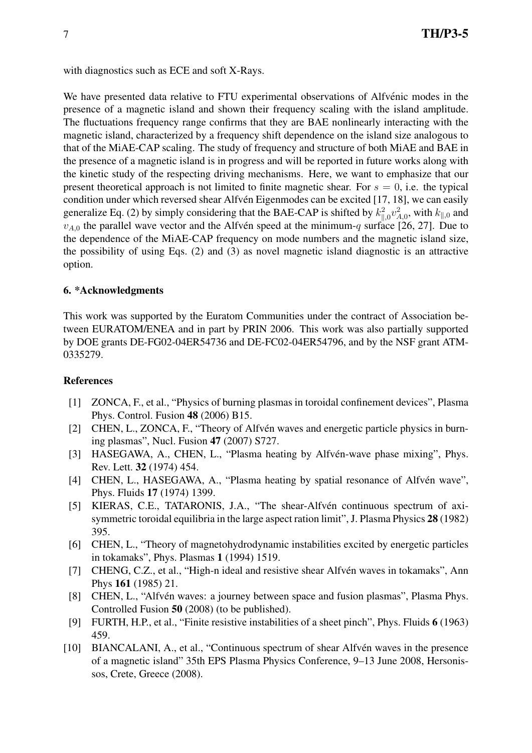with diagnostics such as ECE and soft X-Rays.

We have presented data relative to FTU experimental observations of Alfvénic modes in the presence of a magnetic island and shown their frequency scaling with the island amplitude. The fluctuations frequency range confirms that they are BAE nonlinearly interacting with the magnetic island, characterized by a frequency shift dependence on the island size analogous to that of the MiAE-CAP scaling. The study of frequency and structure of both MiAE and BAE in the presence of a magnetic island is in progress and will be reported in future works along with the kinetic study of the respecting driving mechanisms. Here, we want to emphasize that our present theoretical approach is not limited to finite magnetic shear. For $s = 0$, i.e. the typical condition under which reversed shear Alfvén Eigenmodes can be excited [17, 18], we can easily generalize Eq. (2) by simply considering that the BAE-CAP is shifted by $k_{\parallel,0}^2 v_{A,0}^2$, with $k_{\parallel,0}$ and $v_{A,0}$ the parallel wave vector and the Alfvén speed at the minimum-$q$ surface [26, 27]. Due to the dependence of the MiAE-CAP frequency on mode numbers and the magnetic island size, the possibility of using Eqs. (2) and (3) as novel magnetic island diagnostic is an attractive option.

### 6. *Acknowledgments

This work was supported by the Euratom Communities under the contract of Association between EURATOM/ENEA and in part by PRIN 2006. This work was also partially supported by DOE grants DE-FG02-04ER54736 and DE-FC02-04ER54796, and by the NSF grant ATM-0335279.

### References

[1] ZONCA, F., et al., "Physics of burning plasmas in toroidal confinement devices", Plasma Phys. Control. Fusion **48** (2006) B15.

[2] CHEN, L., ZONCA, F., "Theory of Alfvén waves and energetic particle physics in burning plasmas", Nucl. Fusion **47** (2007) S727.

[3] HASEGAWA, A., CHEN, L., "Plasma heating by Alfvén-wave phase mixing", Phys. Rev. Lett. **32** (1974) 454.

[4] CHEN, L., HASEGAWA, A., "Plasma heating by spatial resonance of Alfvén wave", Phys. Fluids **17** (1974) 1399.

[5] KIERAS, C.E., TATARONIS, J.A., "The shear-Alfvén continuous spectrum of axisymmetric toroidal equilibria in the large aspect ration limit", J. Plasma Physics **28** (1982) 395.

[6] CHEN, L., "Theory of magnetohydrodynamic instabilities excited by energetic particles in tokamaks", Phys. Plasmas **1** (1994) 1519.

[7] CHENG, C.Z., et al., "High-n ideal and resistive shear Alfvén waves in tokamaks", Ann Phys **161** (1985) 21.

[8] CHEN, L., "Alfvén waves: a journey between space and fusion plasmas", Plasma Phys. Controlled Fusion **50** (2008) (to be published).

[9] FURTH, H.P., et al., "Finite resistive instabilities of a sheet pinch", Phys. Fluids **6** (1963) 459.

[10] BIANCALANI, A., et al., "Continuous spectrum of shear Alfvén waves in the presence of a magnetic island" 35th EPS Plasma Physics Conference, 9–13 June 2008, Hersonissos, Crete, Greece (2008).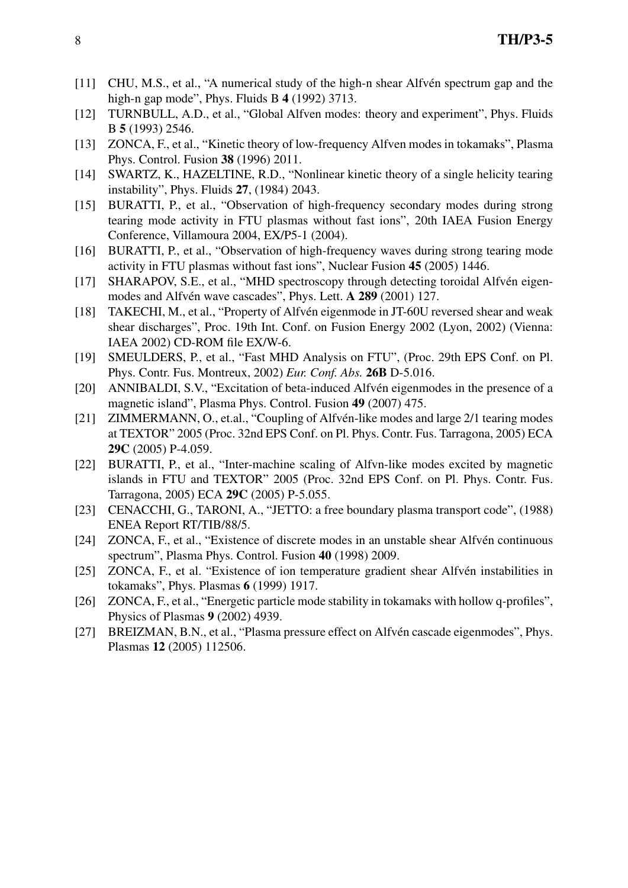[11] CHU, M.S., et al., "A numerical study of the high-n shear Alfvén spectrum gap and the high-n gap mode", Phys. Fluids B **4** (1992) 3713.

[12] TURNBULL, A.D., et al., "Global Alfven modes: theory and experiment", Phys. Fluids B **5** (1993) 2546.

[13] ZONCA, F., et al., "Kinetic theory of low-frequency Alfven modes in tokamaks", Plasma Phys. Control. Fusion **38** (1996) 2011.

[14] SWARTZ, K., HAZELTINE, R.D., "Nonlinear kinetic theory of a single helicity tearing instability", Phys. Fluids **27**, (1984) 2043.

[15] BURATTI, P., et al., "Observation of high-frequency secondary modes during strong tearing mode activity in FTU plasmas without fast ions", 20th IAEA Fusion Energy Conference, Villamoura 2004, EX/P5-1 (2004).

[16] BURATTI, P., et al., "Observation of high-frequency waves during strong tearing mode activity in FTU plasmas without fast ions", Nuclear Fusion **45** (2005) 1446.

[17] SHARAPOV, S.E., et al., "MHD spectroscopy through detecting toroidal Alfvén eigenmodes and Alfvén wave cascades", Phys. Lett. **A 289** (2001) 127.

[18] TAKECHI, M., et al., "Property of Alfvén eigenmode in JT-60U reversed shear and weak shear discharges", Proc. 19th Int. Conf. on Fusion Energy 2002 (Lyon, 2002) (Vienna: IAEA 2002) CD-ROM file EX/W-6.

[19] SMEULDERS, P., et al., "Fast MHD Analysis on FTU", (Proc. 29th EPS Conf. on Pl. Phys. Contr. Fus. Montreux, 2002) *Eur. Conf. Abs.* **26B** D-5.016.

[20] ANNIBALDI, S.V., "Excitation of beta-induced Alfvén eigenmodes in the presence of a magnetic island", Plasma Phys. Control. Fusion **49** (2007) 475.

[21] ZIMMERMANN, O., et.al., "Coupling of Alfvén-like modes and large 2/1 tearing modes at TEXTOR" 2005 (Proc. 32nd EPS Conf. on Pl. Phys. Contr. Fus. Tarragona, 2005) ECA **29C** (2005) P-4.059.

[22] BURATTI, P., et al., "Inter-machine scaling of Alfvn-like modes excited by magnetic islands in FTU and TEXTOR" 2005 (Proc. 32nd EPS Conf. on Pl. Phys. Contr. Fus. Tarragona, 2005) ECA **29C** (2005) P-5.055.

[23] CENACCHI, G., TARONI, A., "JETTO: a free boundary plasma transport code", (1988) ENEA Report RT/TIB/88/5.

[24] ZONCA, F., et al., "Existence of discrete modes in an unstable shear Alfvén continuous spectrum", Plasma Phys. Control. Fusion **40** (1998) 2009.

[25] ZONCA, F., et al. "Existence of ion temperature gradient shear Alfvén instabilities in tokamaks", Phys. Plasmas **6** (1999) 1917.

[26] ZONCA, F., et al., "Energetic particle mode stability in tokamaks with hollow q-profiles", Physics of Plasmas **9** (2002) 4939.

[27] BREIZMAN, B.N., et al., "Plasma pressure effect on Alfvén cascade eigenmodes", Phys. Plasmas **12** (2005) 112506.